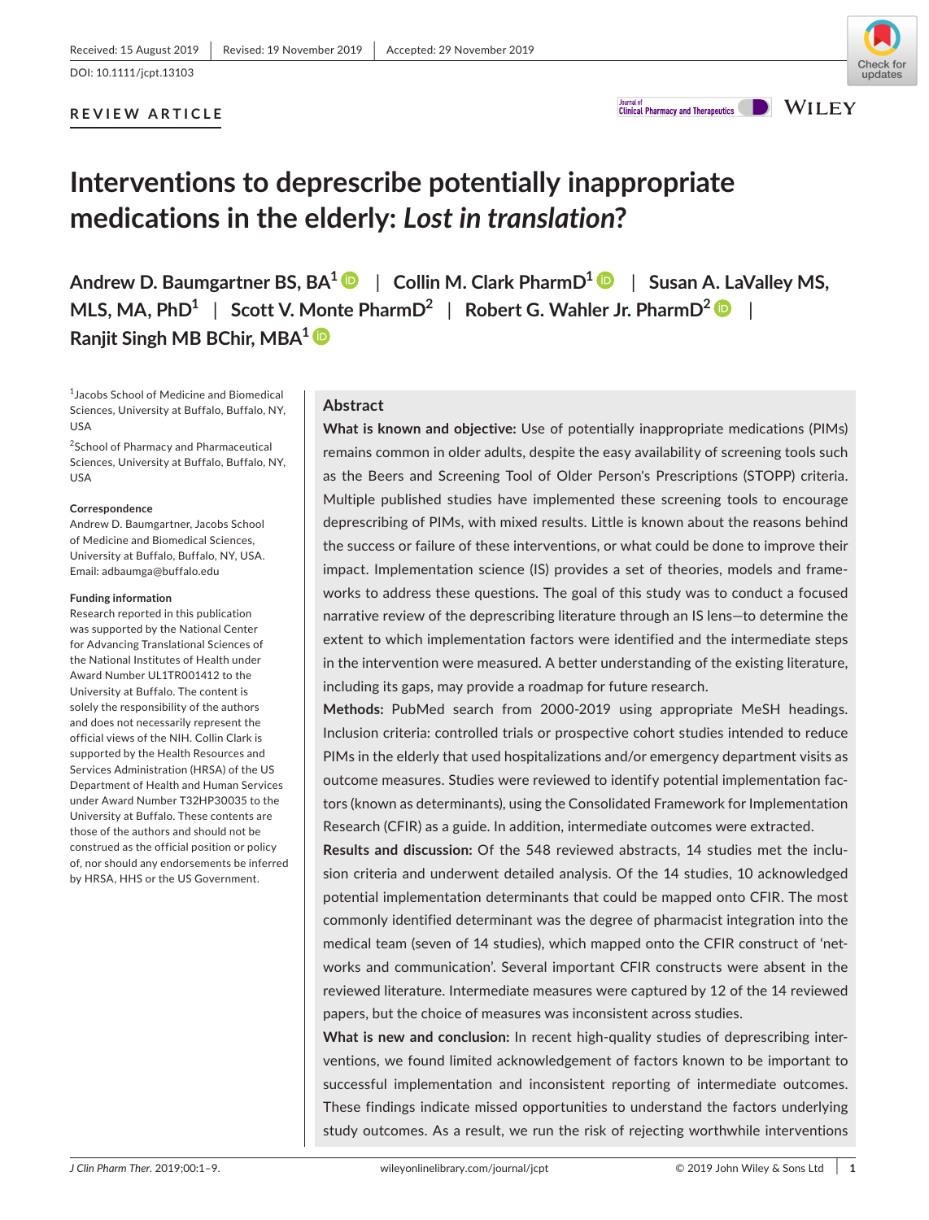Received: 15 August 2019 | Revised: 19 November 2019 | Accepted: 29 November 2019

DOI: 10.1111/jcpt.13103

REVIEW ARTICLE

# Interventions to deprescribe potentially inappropriate medications in the elderly: *Lost in translation*?

**Andrew D. Baumgartner BS, BA[1]** | **Collin M. Clark PharmD[1]** | **Susan A. LaValley MS, MLS, MA, PhD[1]** | **Scott V. Monte PharmD[2]** | **Robert G. Wahler Jr. PharmD[2]** | **Ranjit Singh MB BChir, MBA[1]**

[1]Jacobs School of Medicine and Biomedical Sciences, University at Buffalo, Buffalo, NY, USA

[2]School of Pharmacy and Pharmaceutical Sciences, University at Buffalo, Buffalo, NY, USA

**Correspondence**
Andrew D. Baumgartner, Jacobs School of Medicine and Biomedical Sciences, University at Buffalo, Buffalo, NY, USA.
Email: adbaumga@buffalo.edu

**Funding information**
Research reported in this publication was supported by the National Center for Advancing Translational Sciences of the National Institutes of Health under Award Number UL1TR001412 to the University at Buffalo. The content is solely the responsibility of the authors and does not necessarily represent the official views of the NIH. Collin Clark is supported by the Health Resources and Services Administration (HRSA) of the US Department of Health and Human Services under Award Number T32HP30035 to the University at Buffalo. These contents are those of the authors and should not be construed as the official position or policy of, nor should any endorsements be inferred by HRSA, HHS or the US Government.

## Abstract

**What is known and objective:** Use of potentially inappropriate medications (PIMs) remains common in older adults, despite the easy availability of screening tools such as the Beers and Screening Tool of Older Person's Prescriptions (STOPP) criteria. Multiple published studies have implemented these screening tools to encourage deprescribing of PIMs, with mixed results. Little is known about the reasons behind the success or failure of these interventions, or what could be done to improve their impact. Implementation science (IS) provides a set of theories, models and frameworks to address these questions. The goal of this study was to conduct a focused narrative review of the deprescribing literature through an IS lens—to determine the extent to which implementation factors were identified and the intermediate steps in the intervention were measured. A better understanding of the existing literature, including its gaps, may provide a roadmap for future research.

**Methods:** PubMed search from 2000-2019 using appropriate MeSH headings. Inclusion criteria: controlled trials or prospective cohort studies intended to reduce PIMs in the elderly that used hospitalizations and/or emergency department visits as outcome measures. Studies were reviewed to identify potential implementation factors (known as determinants), using the Consolidated Framework for Implementation Research (CFIR) as a guide. In addition, intermediate outcomes were extracted.

**Results and discussion:** Of the 548 reviewed abstracts, 14 studies met the inclusion criteria and underwent detailed analysis. Of the 14 studies, 10 acknowledged potential implementation determinants that could be mapped onto CFIR. The most commonly identified determinant was the degree of pharmacist integration into the medical team (seven of 14 studies), which mapped onto the CFIR construct of 'networks and communication'. Several important CFIR constructs were absent in the reviewed literature. Intermediate measures were captured by 12 of the 14 reviewed papers, but the choice of measures was inconsistent across studies.

**What is new and conclusion:** In recent high-quality studies of deprescribing interventions, we found limited acknowledgement of factors known to be important to successful implementation and inconsistent reporting of intermediate outcomes. These findings indicate missed opportunities to understand the factors underlying study outcomes. As a result, we run the risk of rejecting worthwhile interventions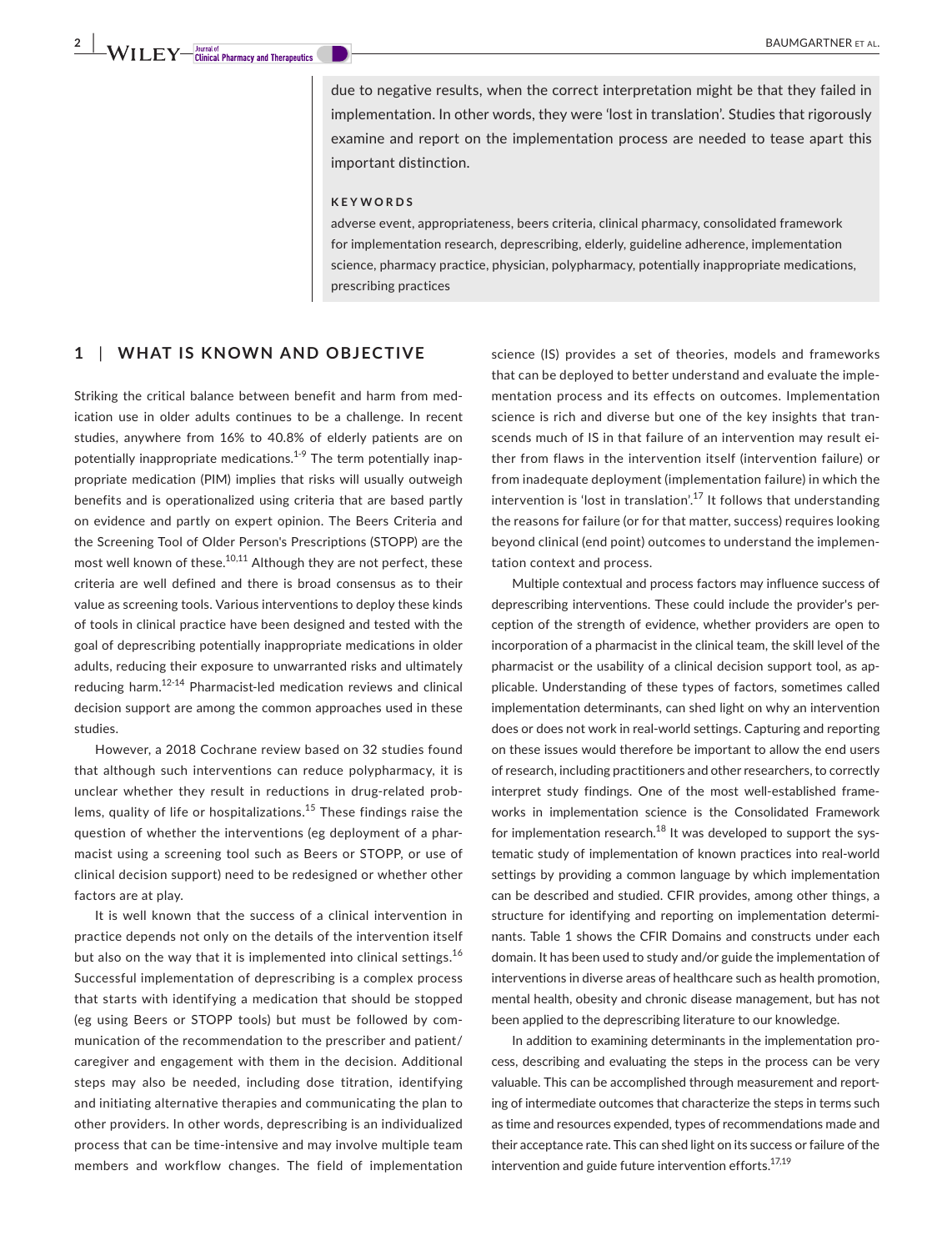due to negative results, when the correct interpretation might be that they failed in implementation. In other words, they were 'lost in translation'. Studies that rigorously examine and report on the implementation process are needed to tease apart this important distinction.

**KEYWORDS**

adverse event, appropriateness, beers criteria, clinical pharmacy, consolidated framework for implementation research, deprescribing, elderly, guideline adherence, implementation science, pharmacy practice, physician, polypharmacy, potentially inappropriate medications, prescribing practices

## 1 | WHAT IS KNOWN AND OBJECTIVE

Striking the critical balance between benefit and harm from medication use in older adults continues to be a challenge. In recent studies, anywhere from 16% to 40.8% of elderly patients are on potentially inappropriate medications.[1-9] The term potentially inappropriate medication (PIM) implies that risks will usually outweigh benefits and is operationalized using criteria that are based partly on evidence and partly on expert opinion. The Beers Criteria and the Screening Tool of Older Person's Prescriptions (STOPP) are the most well known of these.[10,11] Although they are not perfect, these criteria are well defined and there is broad consensus as to their value as screening tools. Various interventions to deploy these kinds of tools in clinical practice have been designed and tested with the goal of deprescribing potentially inappropriate medications in older adults, reducing their exposure to unwarranted risks and ultimately reducing harm.[12-14] Pharmacist-led medication reviews and clinical decision support are among the common approaches used in these studies.

However, a 2018 Cochrane review based on 32 studies found that although such interventions can reduce polypharmacy, it is unclear whether they result in reductions in drug-related problems, quality of life or hospitalizations.[15] These findings raise the question of whether the interventions (eg deployment of a pharmacist using a screening tool such as Beers or STOPP, or use of clinical decision support) need to be redesigned or whether other factors are at play.

It is well known that the success of a clinical intervention in practice depends not only on the details of the intervention itself but also on the way that it is implemented into clinical settings.[16] Successful implementation of deprescribing is a complex process that starts with identifying a medication that should be stopped (eg using Beers or STOPP tools) but must be followed by communication of the recommendation to the prescriber and patient/caregiver and engagement with them in the decision. Additional steps may also be needed, including dose titration, identifying and initiating alternative therapies and communicating the plan to other providers. In other words, deprescribing is an individualized process that can be time-intensive and may involve multiple team members and workflow changes. The field of implementation science (IS) provides a set of theories, models and frameworks that can be deployed to better understand and evaluate the implementation process and its effects on outcomes. Implementation science is rich and diverse but one of the key insights that transcends much of IS in that failure of an intervention may result either from flaws in the intervention itself (intervention failure) or from inadequate deployment (implementation failure) in which the intervention is 'lost in translation'.[17] It follows that understanding the reasons for failure (or for that matter, success) requires looking beyond clinical (end point) outcomes to understand the implementation context and process.

Multiple contextual and process factors may influence success of deprescribing interventions. These could include the provider's perception of the strength of evidence, whether providers are open to incorporation of a pharmacist in the clinical team, the skill level of the pharmacist or the usability of a clinical decision support tool, as applicable. Understanding of these types of factors, sometimes called implementation determinants, can shed light on why an intervention does or does not work in real-world settings. Capturing and reporting on these issues would therefore be important to allow the end users of research, including practitioners and other researchers, to correctly interpret study findings. One of the most well-established frameworks in implementation science is the Consolidated Framework for implementation research.[18] It was developed to support the systematic study of implementation of known practices into real-world settings by providing a common language by which implementation can be described and studied. CFIR provides, among other things, a structure for identifying and reporting on implementation determinants. Table 1 shows the CFIR Domains and constructs under each domain. It has been used to study and/or guide the implementation of interventions in diverse areas of healthcare such as health promotion, mental health, obesity and chronic disease management, but has not been applied to the deprescribing literature to our knowledge.

In addition to examining determinants in the implementation process, describing and evaluating the steps in the process can be very valuable. This can be accomplished through measurement and reporting of intermediate outcomes that characterize the steps in terms such as time and resources expended, types of recommendations made and their acceptance rate. This can shed light on its success or failure of the intervention and guide future intervention efforts.[17,19]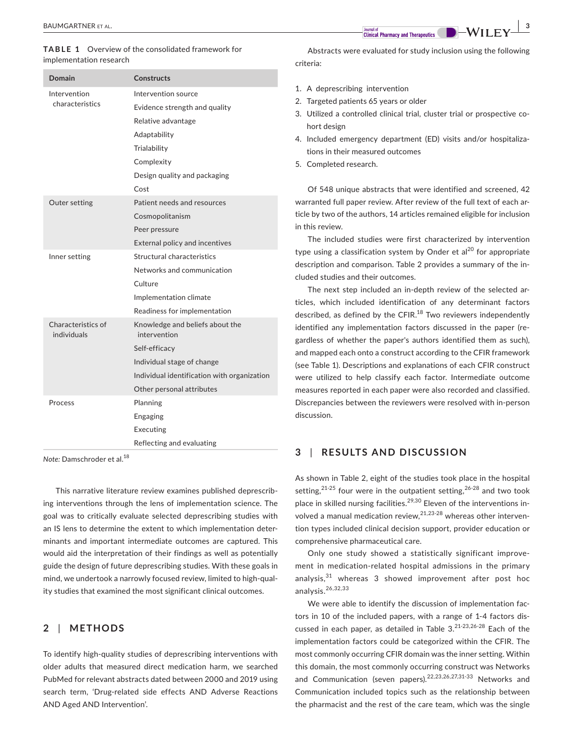**TABLE 1** Overview of the consolidated framework for implementation research

| Domain | Constructs |
|---|---|
| Intervention characteristics | Intervention source |
| | Evidence strength and quality |
| | Relative advantage |
| | Adaptability |
| | Trialability |
| | Complexity |
| | Design quality and packaging |
| | Cost |
| Outer setting | Patient needs and resources |
| | Cosmopolitanism |
| | Peer pressure |
| | External policy and incentives |
| Inner setting | Structural characteristics |
| | Networks and communication |
| | Culture |
| | Implementation climate |
| | Readiness for implementation |
| Characteristics of individuals | Knowledge and beliefs about the intervention |
| | Self-efficacy |
| | Individual stage of change |
| | Individual identification with organization |
| | Other personal attributes |
| Process | Planning |
| | Engaging |
| | Executing |
| | Reflecting and evaluating |

*Note:* Damschroder et al.[18]

This narrative literature review examines published deprescribing interventions through the lens of implementation science. The goal was to critically evaluate selected deprescribing studies with an IS lens to determine the extent to which implementation determinants and important intermediate outcomes are captured. This would aid the interpretation of their findings as well as potentially guide the design of future deprescribing studies. With these goals in mind, we undertook a narrowly focused review, limited to high-quality studies that examined the most significant clinical outcomes.

## 2 | METHODS

To identify high-quality studies of deprescribing interventions with older adults that measured direct medication harm, we searched PubMed for relevant abstracts dated between 2000 and 2019 using search term, 'Drug-related side effects AND Adverse Reactions AND Aged AND Intervention'.

Abstracts were evaluated for study inclusion using the following criteria:

1. A deprescribing intervention
2. Targeted patients 65 years or older
3. Utilized a controlled clinical trial, cluster trial or prospective cohort design
4. Included emergency department (ED) visits and/or hospitalizations in their measured outcomes
5. Completed research.

Of 548 unique abstracts that were identified and screened, 42 warranted full paper review. After review of the full text of each article by two of the authors, 14 articles remained eligible for inclusion in this review.

The included studies were first characterized by intervention type using a classification system by Onder et al[20] for appropriate description and comparison. Table 2 provides a summary of the included studies and their outcomes.

The next step included an in-depth review of the selected articles, which included identification of any determinant factors described, as defined by the CFIR.[18] Two reviewers independently identified any implementation factors discussed in the paper (regardless of whether the paper's authors identified them as such), and mapped each onto a construct according to the CFIR framework (see Table 1). Descriptions and explanations of each CFIR construct were utilized to help classify each factor. Intermediate outcome measures reported in each paper were also recorded and classified. Discrepancies between the reviewers were resolved with in-person discussion.

## 3 | RESULTS AND DISCUSSION

As shown in Table 2, eight of the studies took place in the hospital setting,[21-25] four were in the outpatient setting,[26-28] and two took place in skilled nursing facilities.[29,30] Eleven of the interventions involved a manual medication review,[21,23-28] whereas other intervention types included clinical decision support, provider education or comprehensive pharmaceutical care.

Only one study showed a statistically significant improvement in medication-related hospital admissions in the primary analysis,[31] whereas 3 showed improvement after post hoc analysis.[26,32,33]

We were able to identify the discussion of implementation factors in 10 of the included papers, with a range of 1-4 factors discussed in each paper, as detailed in Table 3.[21-23,26-28] Each of the implementation factors could be categorized within the CFIR. The most commonly occurring CFIR domain was the inner setting. Within this domain, the most commonly occurring construct was Networks and Communication (seven papers).[22,23,26,27,31-33] Networks and Communication included topics such as the relationship between the pharmacist and the rest of the care team, which was the single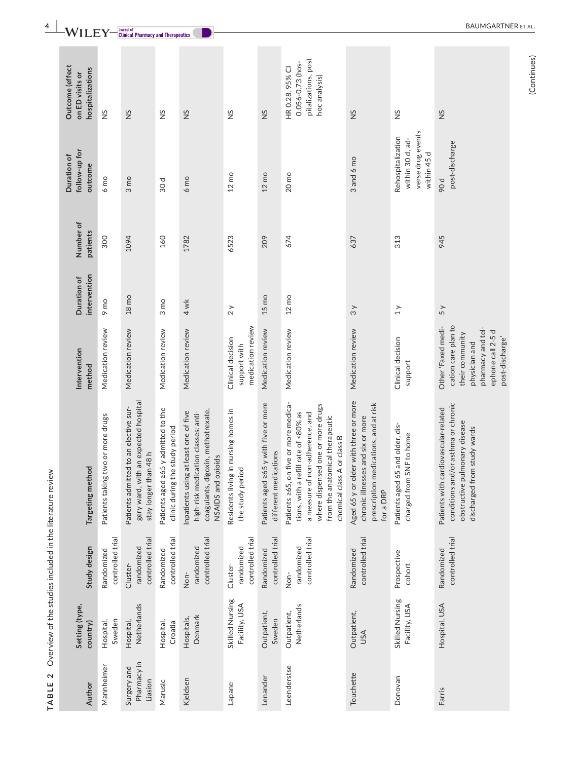**TABLE 2** Overview of the studies included in the literature review

| Author | Setting (type, country) | Study design | Targeting method | Intervention method | Duration of intervention | Number of patients | Duration of follow-up for outcome | Outcome (effect on ED visits or hospitalizations |
|---|---|---|---|---|---|---|---|---|
| Mannheimer | Hospital, Sweden | Randomized controlled trial | Patients taking two or more drugs | Medication review | 9 mo | 300 | 6 mo | NS |
| Surgery and Pharmacy in Liasion | Hospital, Netherlands | Cluster-randomized controlled trial | Patients admitted to an elective surgery ward, with an expected hospital stay longer than 48 h | Medication review | 18 mo | 1094 | 3 mo | NS |
| Marusic | Hospital, Croatia | Randomized controlled trial | Patients aged ≥65 y admitted to the clinic during the study period | Medication review | 3 mo | 160 | 30 d | NS |
| Kjeldsen | Hospitals, Denmark | Non-randomized controlled trial | Inpatients using at least one of five high-risk medication classes: anticoagulants, digoxin, methotrexate, NSAIDS and opioids | Medication review | 4 wk | 1782 | 6 mo | NS |
| Lapane | Skilled Nursing Facility, USA | Cluster-randomized controlled trial | Residents living in nursing homes in the study period | Clinical decision support with medication review | 2 y | 6523 | 12 mo | NS |
| Lenander | Outpatient, Sweden | Randomized controlled trial | Patients aged ≥65 y with five or more different medications | Medication review | 15 mo | 209 | 12 mo | NS |
| Leendertse | Outpatient, Netherlands | Non-randomized controlled trial | Patients ≥65, on five or more medications, with a refill rate of <80% as a measure of non-adherence, and where dispensed one or more drugs from the anatomical therapeutic chemical class A or class B | Medication review | 12 mo | 674 | 20 mo | HR 0.28, 95% CI 0.056-0.73 (hospitalizations, post hoc analysis) |
| Touchette | Outpatient, USA | Randomized controlled trial | Aged 65 y or older with three or more chronic illnesses and six or more prescription medications, and at risk for a DRP | Medication review | 3 y | 637 | 3 and 6 mo | NS |
| Donovan | Skilled Nursing Facility, USA | Prospective cohort | Patients aged 65 and older, discharged from SNF to home | Clinical decision support | 1 y | 313 | Rehospitalization within 30 d, adverse drug events within 45 d | NS |
| Farris | Hospital, USA | Randomized controlled trial | Patients with cardiovascular-related conditions and/or asthma or chronic obstructive pulmonary disease discharged from study wards | Other 'Faxed medication care plan to their community physician and pharmacy and telephone call 2-5 d post-discharge' | 5 y | 945 | 90 d post-discharge | NS |

(Continues)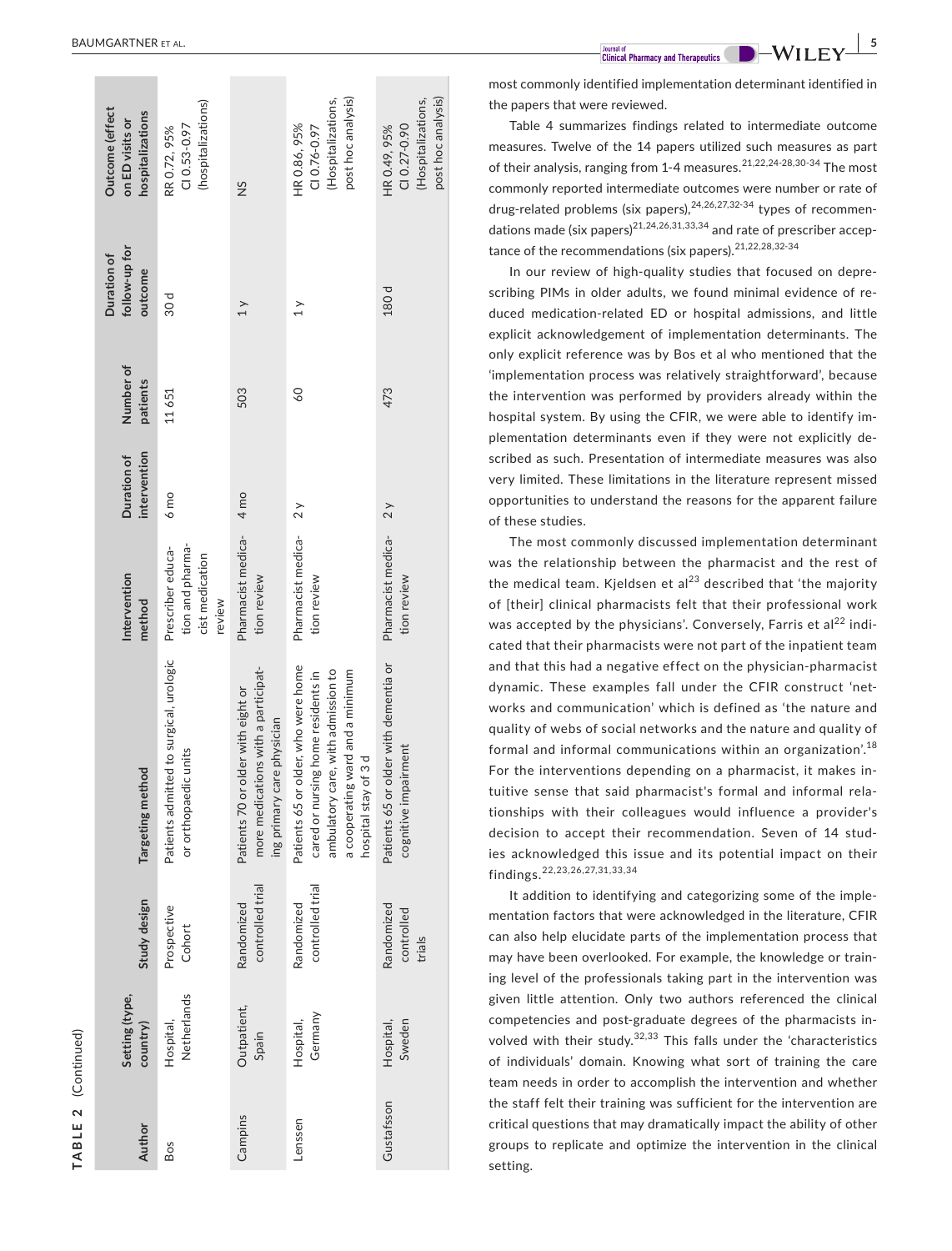**TABLE 2** (Continued)

| Author | Setting (type, country) | Study design | Targeting method | Intervention method | Duration of intervention | Number of patients | Duration of follow-up for outcome | Outcome (effect on ED visits or hospitalizations |
|---|---|---|---|---|---|---|---|---|
| Bos | Hospital, Netherlands | Prospective Cohort | Patients admitted to surgical, urologic or orthopaedic units | Prescriber education and pharmacist medication review | 6 mo | 11 651 | 30 d | RR 0.72, 95% CI 0.53-0.97 (hospitalizations) |
| Campins | Outpatient, Spain | Randomized controlled trial | Patients 70 or older with eight or more medications with a participating primary care physician | Pharmacist medication review | 4 mo | 503 | 1 y | NS |
| Lenssen | Hospital, Germany | Randomized controlled trial | Patients 65 or older, who were home cared or nursing home residents in ambulatory care, with admission to a cooperating ward and a minimum hospital stay of 3 d | Pharmacist medication review | 2 y | 60 | 1 y | HR 0.86, 95% CI 0.76-0.97 (Hospitalizations, post hoc analysis) |
| Gustafsson | Hospital, Sweden | Randomized controlled trials | Patients 65 or older with dementia or cognitive impairment | Pharmacist medication review | 2 y | 473 | 180 d | HR 0.49, 95% CI 0.27-0.90 (Hospitalizations, post hoc analysis) |

most commonly identified implementation determinant identified in the papers that were reviewed.

Table 4 summarizes findings related to intermediate outcome measures. Twelve of the 14 papers utilized such measures as part of their analysis, ranging from 1-4 measures.[21,22,24-28,30-34] The most commonly reported intermediate outcomes were number or rate of drug-related problems (six papers),[24,26,27,32-34] types of recommendations made (six papers)[21,24,26,31,33,34] and rate of prescriber acceptance of the recommendations (six papers).[21,22,28,32-34]

In our review of high-quality studies that focused on deprescribing PIMs in older adults, we found minimal evidence of reduced medication-related ED or hospital admissions, and little explicit acknowledgement of implementation determinants. The only explicit reference was by Bos et al who mentioned that the 'implementation process was relatively straightforward', because the intervention was performed by providers already within the hospital system. By using the CFIR, we were able to identify implementation determinants even if they were not explicitly described as such. Presentation of intermediate measures was also very limited. These limitations in the literature represent missed opportunities to understand the reasons for the apparent failure of these studies.

The most commonly discussed implementation determinant was the relationship between the pharmacist and the rest of the medical team. Kjeldsen et al[23] described that 'the majority of [their] clinical pharmacists felt that their professional work was accepted by the physicians'. Conversely, Farris et al[22] indicated that their pharmacists were not part of the inpatient team and that this had a negative effect on the physician-pharmacist dynamic. These examples fall under the CFIR construct 'networks and communication' which is defined as 'the nature and quality of webs of social networks and the nature and quality of formal and informal communications within an organization'.[18] For the interventions depending on a pharmacist, it makes intuitive sense that said pharmacist's formal and informal relationships with their colleagues would influence a provider's decision to accept their recommendation. Seven of 14 studies acknowledged this issue and its potential impact on their findings.[22,23,26,27,31,33,34]

It addition to identifying and categorizing some of the implementation factors that were acknowledged in the literature, CFIR can also help elucidate parts of the implementation process that may have been overlooked. For example, the knowledge or training level of the professionals taking part in the intervention was given little attention. Only two authors referenced the clinical competencies and post-graduate degrees of the pharmacists involved with their study.[32,33] This falls under the 'characteristics of individuals' domain. Knowing what sort of training the care team needs in order to accomplish the intervention and whether the staff felt their training was sufficient for the intervention are critical questions that may dramatically impact the ability of other groups to replicate and optimize the intervention in the clinical setting.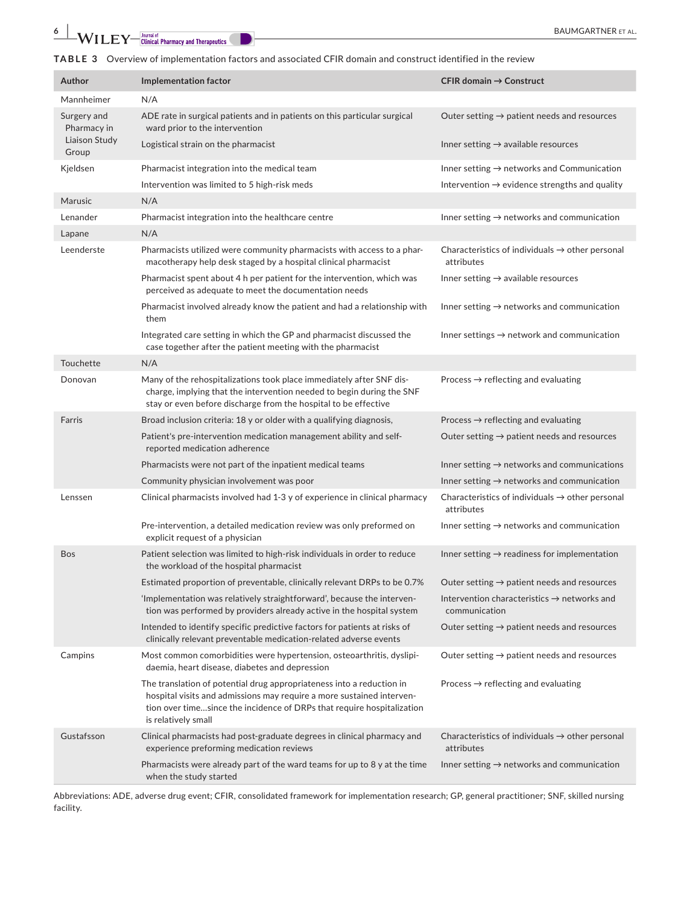**TABLE 3** Overview of implementation factors and associated CFIR domain and construct identified in the review

| Author | Implementation factor | CFIR domain → Construct |
|---|---|---|
| Mannheimer | N/A | |
| Surgery and Pharmacy in Liaison Study Group | ADE rate in surgical patients and in patients on this particular surgical ward prior to the intervention | Outer setting → patient needs and resources |
| | Logistical strain on the pharmacist | Inner setting → available resources |
| Kjeldsen | Pharmacist integration into the medical team | Inner setting → networks and Communication |
| | Intervention was limited to 5 high-risk meds | Intervention → evidence strengths and quality |
| Marusic | N/A | |
| Lenander | Pharmacist integration into the healthcare centre | Inner setting → networks and communication |
| Lapane | N/A | |
| Leenderste | Pharmacists utilized were community pharmacists with access to a pharmacotherapy help desk staged by a hospital clinical pharmacist | Characteristics of individuals → other personal attributes |
| | Pharmacist spent about 4 h per patient for the intervention, which was perceived as adequate to meet the documentation needs | Inner setting → available resources |
| | Pharmacist involved already know the patient and had a relationship with them | Inner setting → networks and communication |
| | Integrated care setting in which the GP and pharmacist discussed the case together after the patient meeting with the pharmacist | Inner settings → network and communication |
| Touchette | N/A | |
| Donovan | Many of the rehospitalizations took place immediately after SNF discharge, implying that the intervention needed to begin during the SNF stay or even before discharge from the hospital to be effective | Process → reflecting and evaluating |
| Farris | Broad inclusion criteria: 18 y or older with a qualifying diagnosis, | Process → reflecting and evaluating |
| | Patient's pre-intervention medication management ability and self-reported medication adherence | Outer setting → patient needs and resources |
| | Pharmacists were not part of the inpatient medical teams | Inner setting → networks and communications |
| | Community physician involvement was poor | Inner setting → networks and communication |
| Lenssen | Clinical pharmacists involved had 1-3 y of experience in clinical pharmacy | Characteristics of individuals → other personal attributes |
| | Pre-intervention, a detailed medication review was only preformed on explicit request of a physician | Inner setting → networks and communication |
| Bos | Patient selection was limited to high-risk individuals in order to reduce the workload of the hospital pharmacist | Inner setting → readiness for implementation |
| | Estimated proportion of preventable, clinically relevant DRPs to be 0.7% | Outer setting → patient needs and resources |
| | 'Implementation was relatively straightforward', because the intervention was performed by providers already active in the hospital system | Intervention characteristics → networks and communication |
| | Intended to identify specific predictive factors for patients at risks of clinically relevant preventable medication-related adverse events | Outer setting → patient needs and resources |
| Campins | Most common comorbidities were hypertension, osteoarthritis, dyslipidaemia, heart disease, diabetes and depression | Outer setting → patient needs and resources |
| | The translation of potential drug appropriateness into a reduction in hospital visits and admissions may require a more sustained intervention over time…since the incidence of DRPs that require hospitalization is relatively small | Process → reflecting and evaluating |
| Gustafsson | Clinical pharmacists had post-graduate degrees in clinical pharmacy and experience preforming medication reviews | Characteristics of individuals → other personal attributes |
| | Pharmacists were already part of the ward teams for up to 8 y at the time when the study started | Inner setting → networks and communication |

Abbreviations: ADE, adverse drug event; CFIR, consolidated framework for implementation research; GP, general practitioner; SNF, skilled nursing facility.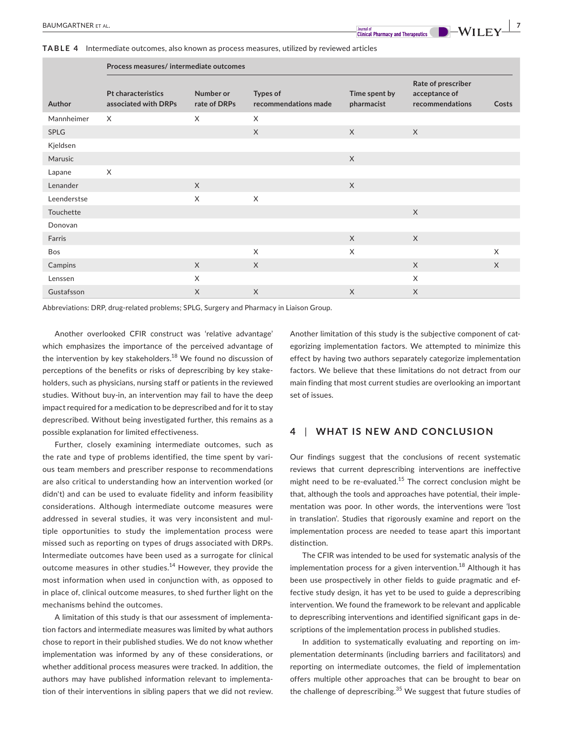**TABLE 4** Intermediate outcomes, also known as process measures, utilized by reviewed articles

| Author | Process measures/ intermediate outcomes | | | | | |
|---|---|---|---|---|---|---|
| | Pt characteristics associated with DRPs | Number or rate of DRPs | Types of recommendations made | Time spent by pharmacist | Rate of prescriber acceptance of recommendations | Costs |
| Mannheimer | X | X | X | | | |
| SPLG | | | X | X | X | |
| Kjeldsen | | | | | | |
| Marusic | | | | X | | |
| Lapane | X | | | | | |
| Lenander | | X | | X | | |
| Leenderstse | | X | X | | | |
| Touchette | | | | | X | |
| Donovan | | | | | | |
| Farris | | | | X | X | |
| Bos | | | X | X | | X |
| Campins | | X | X | | X | X |
| Lenssen | | X | | | X | |
| Gustafsson | | X | X | X | X | |

Abbreviations: DRP, drug-related problems; SPLG, Surgery and Pharmacy in Liaison Group.

Another overlooked CFIR construct was 'relative advantage' which emphasizes the importance of the perceived advantage of the intervention by key stakeholders.[18] We found no discussion of perceptions of the benefits or risks of deprescribing by key stakeholders, such as physicians, nursing staff or patients in the reviewed studies. Without buy-in, an intervention may fail to have the deep impact required for a medication to be deprescribed and for it to stay deprescribed. Without being investigated further, this remains as a possible explanation for limited effectiveness.

Further, closely examining intermediate outcomes, such as the rate and type of problems identified, the time spent by various team members and prescriber response to recommendations are also critical to understanding how an intervention worked (or didn't) and can be used to evaluate fidelity and inform feasibility considerations. Although intermediate outcome measures were addressed in several studies, it was very inconsistent and multiple opportunities to study the implementation process were missed such as reporting on types of drugs associated with DRPs. Intermediate outcomes have been used as a surrogate for clinical outcome measures in other studies.[14] However, they provide the most information when used in conjunction with, as opposed to in place of, clinical outcome measures, to shed further light on the mechanisms behind the outcomes.

A limitation of this study is that our assessment of implementation factors and intermediate measures was limited by what authors chose to report in their published studies. We do not know whether implementation was informed by any of these considerations, or whether additional process measures were tracked. In addition, the authors may have published information relevant to implementation of their interventions in sibling papers that we did not review. Another limitation of this study is the subjective component of categorizing implementation factors. We attempted to minimize this effect by having two authors separately categorize implementation factors. We believe that these limitations do not detract from our main finding that most current studies are overlooking an important set of issues.

## 4 | WHAT IS NEW AND CONCLUSION

Our findings suggest that the conclusions of recent systematic reviews that current deprescribing interventions are ineffective might need to be re-evaluated.[15] The correct conclusion might be that, although the tools and approaches have potential, their implementation was poor. In other words, the interventions were 'lost in translation'. Studies that rigorously examine and report on the implementation process are needed to tease apart this important distinction.

The CFIR was intended to be used for systematic analysis of the implementation process for a given intervention.[18] Although it has been use prospectively in other fields to guide pragmatic and effective study design, it has yet to be used to guide a deprescribing intervention. We found the framework to be relevant and applicable to deprescribing interventions and identified significant gaps in descriptions of the implementation process in published studies.

In addition to systematically evaluating and reporting on implementation determinants (including barriers and facilitators) and reporting on intermediate outcomes, the field of implementation offers multiple other approaches that can be brought to bear on the challenge of deprescribing.[35] We suggest that future studies of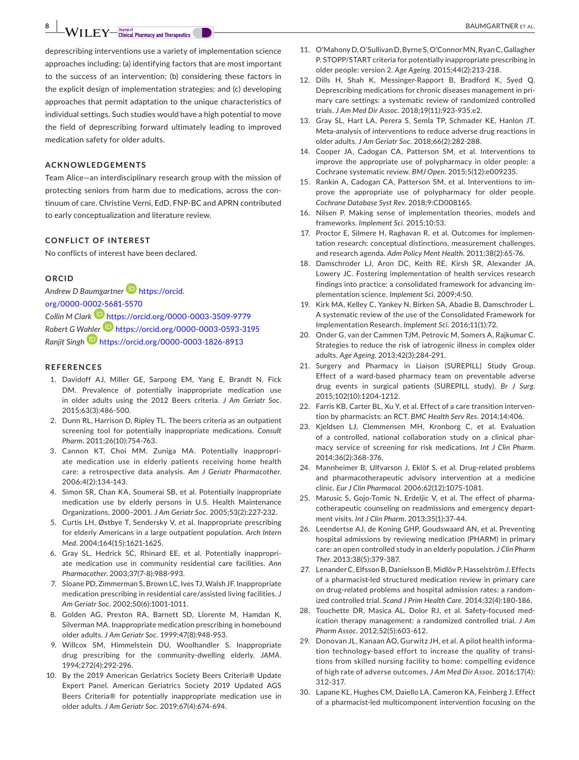deprescribing interventions use a variety of implementation science approaches including: (a) identifying factors that are most important to the success of an intervention; (b) considering these factors in the explicit design of implementation strategies; and (c) developing approaches that permit adaptation to the unique characteristics of individual settings. Such studies would have a high potential to move the field of deprescribing forward ultimately leading to improved medication safety for older adults.

## ACKNOWLEDGEMENTS

Team Alice—an interdisciplinary research group with the mission of protecting seniors from harm due to medications, across the continuum of care. Christine Verni, EdD, FNP-BC and APRN contributed to early conceptualization and literature review.

## CONFLICT OF INTEREST

No conflicts of interest have been declared.

## ORCID

*Andrew D Baumgartner* https://orcid.org/0000-0002-5681-5570
*Collin M Clark* https://orcid.org/0000-0003-3509-9779
*Robert G Wahler* https://orcid.org/0000-0003-0593-3195
*Ranjit Singh* https://orcid.org/0000-0003-1826-8913

## REFERENCES

1. Davidoff AJ, Miller GE, Sarpong EM, Yang E, Brandt N, Fick DM. Prevalence of potentially inappropriate medication use in older adults using the 2012 Beers criteria. *J Am Geriatr Soc*. 2015;63(3):486-500.
2. Dunn RL, Harrison D, Ripley TL. The beers criteria as an outpatient screening tool for potentially inappropriate medications. *Consult Pharm*. 2011;26(10):754-763.
3. Cannon KT, Choi MM, Zuniga MA. Potentially inappropriate medication use in elderly patients receiving home health care: a retrospective data analysis. *Am J Geriatr Pharmacother*. 2006;4(2):134-143.
4. Simon SR, Chan KA, Soumerai SB, et al. Potentially inappropriate medication use by elderly persons in U.S. Health Maintenance Organizations, 2000–2001. *J Am Geriatr Soc*. 2005;53(2):227-232.
5. Curtis LH, Østbye T, Sendersky V, et al. Inappropriate prescribing for elderly Americans in a large outpatient population. *Arch Intern Med*. 2004;164(15):1621-1625.
6. Gray SL, Hedrick SC, Rhinard EE, et al. Potentially inappropriate medication use in community residential care facilities. *Ann Pharmacother*. 2003;37(7-8):988-993.
7. Sloane PD, Zimmerman S, Brown LC, Ives TJ, Walsh JF. Inappropriate medication prescribing in residential care/assisted living facilities. *J Am Geriatr Soc*. 2002;50(6):1001-1011.
8. Golden AG, Preston RA, Barnett SD, Llorente M, Hamdan K, Silverman MA. Inappropriate medication prescribing in homebound older adults. *J Am Geriatr Soc*. 1999;47(8):948-953.
9. Willcox SM, Himmelstein DU, Woolhandler S. Inappropriate drug prescribing for the community-dwelling elderly. *JAMA*. 1994;272(4):292-296.
10. By the 2019 American Geriatrics Society Beers Criteria® Update Expert Panel. American Geriatrics Society 2019 Updated AGS Beers Criteria® for potentially inappropriate medication use in older adults. *J Am Geriatr Soc*. 2019;67(4):674-694.
11. O'Mahony D, O'Sullivan D, Byrne S, O'Connor MN, Ryan C, Gallagher P. STOPP/START criteria for potentially inappropriate prescribing in older people: version 2. *Age Ageing*. 2015;44(2):213-218.
12. Dills H, Shah K, Messinger-Rapport B, Bradford K, Syed Q. Deprescribing medications for chronic diseases management in primary care settings: a systematic review of randomized controlled trials. *J Am Med Dir Assoc*. 2018;19(11):923-935.e2.
13. Gray SL, Hart LA, Perera S, Semla TP, Schmader KE, Hanlon JT. Meta-analysis of interventions to reduce adverse drug reactions in older adults. *J Am Geriatr Soc*. 2018;66(2):282-288.
14. Cooper JA, Cadogan CA, Patterson SM, et al. Interventions to improve the appropriate use of polypharmacy in older people: a Cochrane systematic review. *BMJ Open*. 2015;5(12):e009235.
15. Rankin A, Cadogan CA, Patterson SM, et al. Interventions to improve the appropriate use of polypharmacy for older people. *Cochrane Database Syst Rev*. 2018;9:CD008165.
16. Nilsen P. Making sense of implementation theories, models and frameworks. *Implement Sci*. 2015;10:53.
17. Proctor E, Silmere H, Raghavan R, et al. Outcomes for implementation research: conceptual distinctions, measurement challenges, and research agenda. *Adm Policy Ment Health*. 2011;38(2):65-76.
18. Damschroder LJ, Aron DC, Keith RE, Kirsh SR, Alexander JA, Lowery JC. Fostering implementation of health services research findings into practice: a consolidated framework for advancing implementation science. *Implement Sci*. 2009;4:50.
19. Kirk MA, Kelley C, Yankey N, Birken SA, Abadie B, Damschroder L. A systematic review of the use of the Consolidated Framework for Implementation Research. *Implement Sci*. 2016;11(1):72.
20. Onder G, van der Cammen TJM, Petrovic M, Somers A, Rajkumar C. Strategies to reduce the risk of iatrogenic illness in complex older adults. *Age Ageing*. 2013;42(3):284-291.
21. Surgery and Pharmacy in Liaison (SUREPILL) Study Group. Effect of a ward-based pharmacy team on preventable adverse drug events in surgical patients (SUREPILL study). *Br J Surg*. 2015;102(10):1204-1212.
22. Farris KB, Carter BL, Xu Y, et al. Effect of a care transition intervention by pharmacists: an RCT. *BMC Health Serv Res*. 2014;14:406.
23. Kjeldsen LJ, Clemmensen MH, Kronborg C, et al. Evaluation of a controlled, national collaboration study on a clinical pharmacy service of screening for risk medications. *Int J Clin Pharm*. 2014;36(2):368-376.
24. Mannheimer B, Ulfvarson J, Eklöf S, et al. Drug-related problems and pharmacotherapeutic advisory intervention at a medicine clinic. *Eur J Clin Pharmacol*. 2006;62(12):1075-1081.
25. Marusic S, Gojo-Tomic N, Erdeljic V, et al. The effect of pharmacotherapeutic counseling on readmissions and emergency department visits. *Int J Clin Pharm*. 2013;35(1):37-44.
26. Leendertse AJ, de Koning GHP, Goudswaard AN, et al. Preventing hospital admissions by reviewing medication (PHARM) in primary care: an open controlled study in an elderly population. *J Clin Pharm Ther*. 2013;38(5):379-387.
27. Lenander C, Elfsson B, Danielsson B, Midlöv P, Hasselström J. Effects of a pharmacist-led structured medication review in primary care on drug-related problems and hospital admission rates: a randomized controlled trial. *Scand J Prim Health Care*. 2014;32(4):180-186.
28. Touchette DR, Masica AL, Dolor RJ, et al. Safety-focused medication therapy management: a randomized controlled trial. *J Am Pharm Assoc*. 2012;52(5):603-612.
29. Donovan JL, Kanaan AO, Gurwitz JH, et al. A pilot health information technology-based effort to increase the quality of transitions from skilled nursing facility to home: compelling evidence of high rate of adverse outcomes. *J Am Med Dir Assoc*. 2016;17(4):312-317.
30. Lapane KL, Hughes CM, Daiello LA, Cameron KA, Feinberg J. Effect of a pharmacist-led multicomponent intervention focusing on the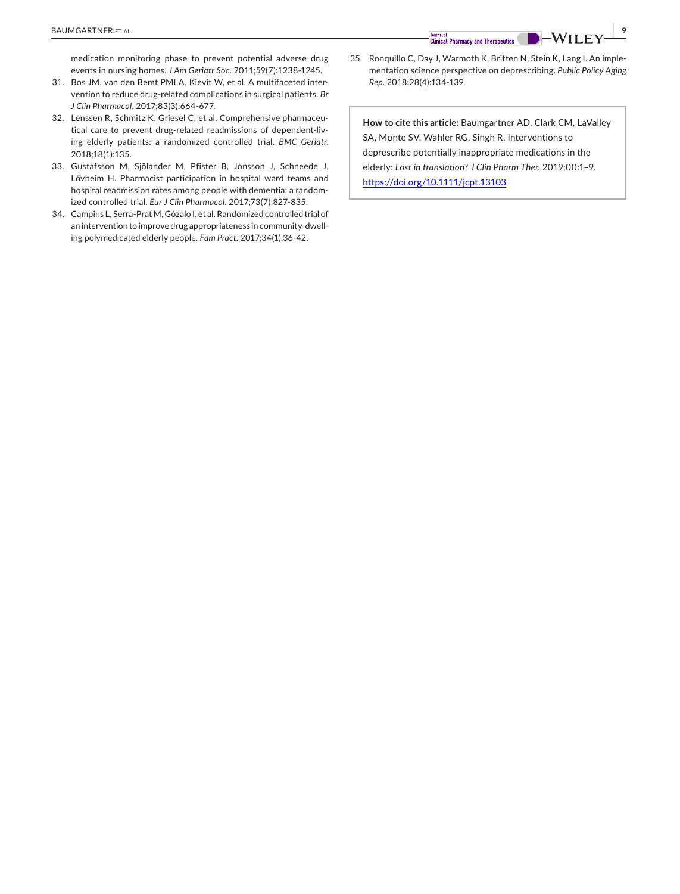medication monitoring phase to prevent potential adverse drug events in nursing homes. *J Am Geriatr Soc*. 2011;59(7):1238-1245.

31. Bos JM, van den Bemt PMLA, Kievit W, et al. A multifaceted intervention to reduce drug-related complications in surgical patients. *Br J Clin Pharmacol*. 2017;83(3):664-677.
32. Lenssen R, Schmitz K, Griesel C, et al. Comprehensive pharmaceutical care to prevent drug-related readmissions of dependent-living elderly patients: a randomized controlled trial. *BMC Geriatr*. 2018;18(1):135.
33. Gustafsson M, Sjölander M, Pfister B, Jonsson J, Schneede J, Lövheim H. Pharmacist participation in hospital ward teams and hospital readmission rates among people with dementia: a randomized controlled trial. *Eur J Clin Pharmacol*. 2017;73(7):827-835.
34. Campins L, Serra-Prat M, Gózalo I, et al. Randomized controlled trial of an intervention to improve drug appropriateness in community-dwelling polymedicated elderly people. *Fam Pract*. 2017;34(1):36-42.
35. Ronquillo C, Day J, Warmoth K, Britten N, Stein K, Lang I. An implementation science perspective on deprescribing. *Public Policy Aging Rep*. 2018;28(4):134-139.

**How to cite this article:** Baumgartner AD, Clark CM, LaValley SA, Monte SV, Wahler RG, Singh R. Interventions to deprescribe potentially inappropriate medications in the elderly: *Lost in translation*? *J Clin Pharm Ther*. 2019;00:1–9. https://doi.org/10.1111/jcpt.13103